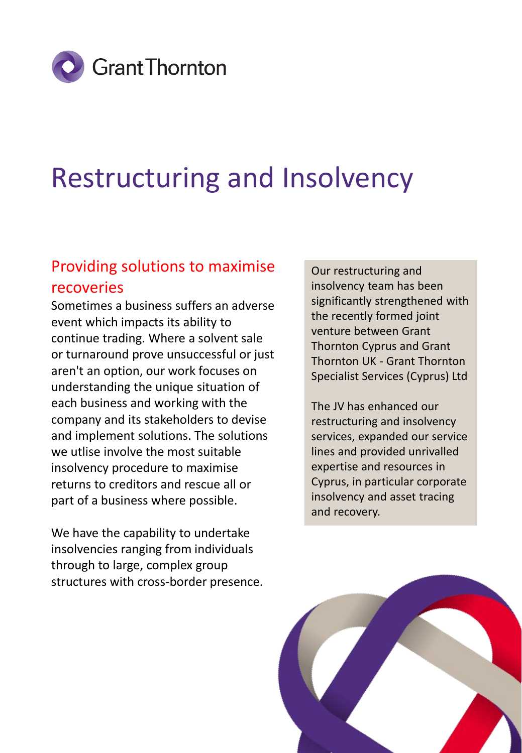Grant Thornton

# Restructuring and Insolvency

## Providing solutions to maximise recoveries

Sometimes a business suffers an adverse event which impacts its ability to continue trading. Where a solvent sale or turnaround prove unsuccessful or just aren't an option, our work focuses on understanding the unique situation of each business and working with the company and its stakeholders to devise and implement solutions. The solutions we utlise involve the most suitable insolvency procedure to maximise returns to creditors and rescue all or part of a business where possible.

We have the capability to undertake insolvencies ranging from individuals through to large, complex group structures with cross-border presence.

Our restructuring and insolvency team has been significantly strengthened with the recently formed joint venture between Grant Thornton Cyprus and Grant Thornton UK - Grant Thornton Specialist Services (Cyprus) Ltd

The JV has enhanced our restructuring and insolvency services, expanded our service lines and provided unrivalled expertise and resources in Cyprus, in particular corporate insolvency and asset tracing and recovery.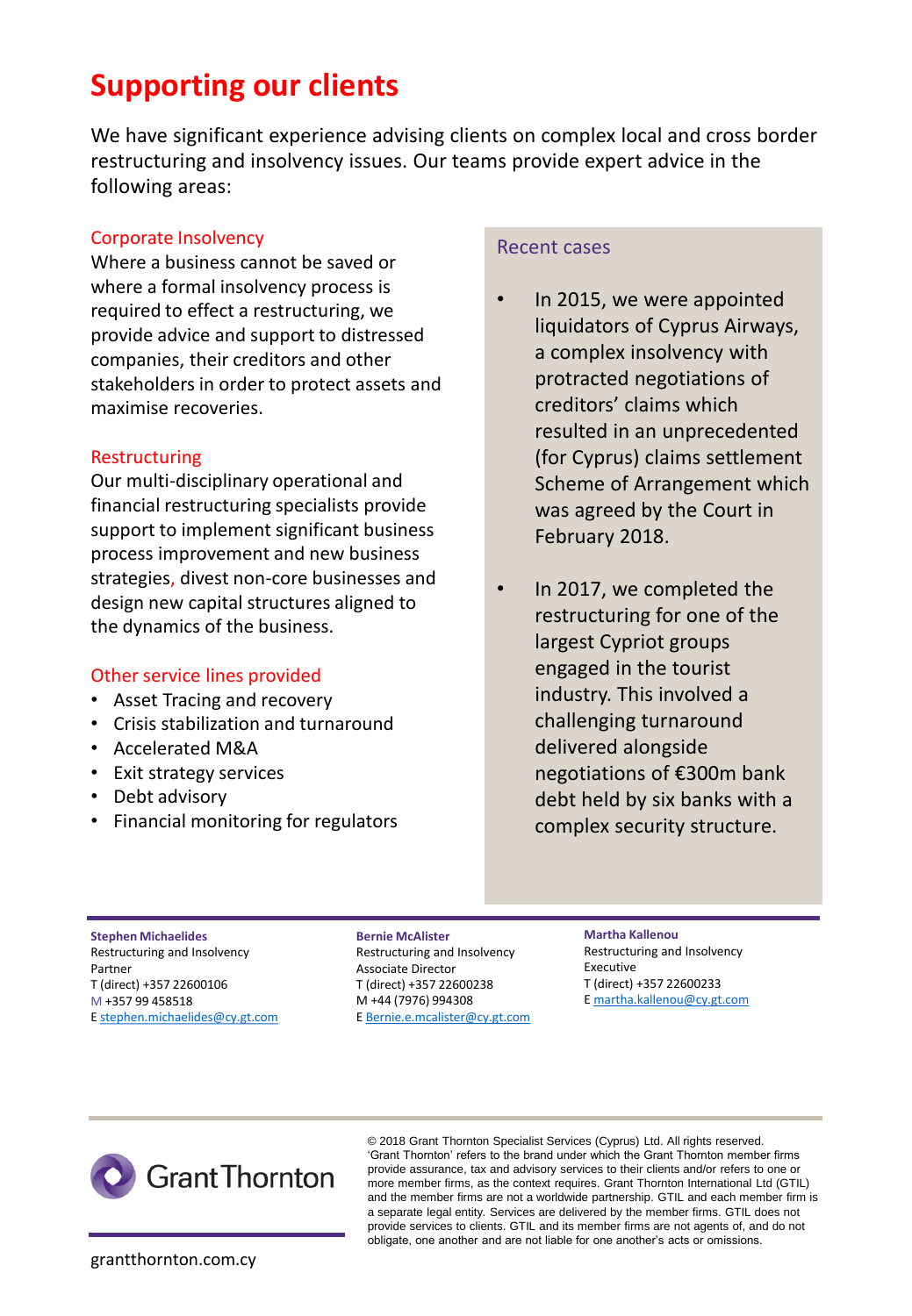# Supporting our clients

We have significant experience advising clients on complex local and cross border restructuring and insolvency issues. Our teams provide expert advice in the following areas:

### Corporate Insolvency

Where a business cannot be saved or where a formal insolvency process is required to effect a restructuring, we provide advice and support to distressed companies, their creditors and other stakeholders in order to protect assets and maximise recoveries.

### Restructuring

Our multi-disciplinary operational and financial restructuring specialists provide support to implement significant business process improvement and new business strategies, divest non-core businesses and design new capital structures aligned to the dynamics of the business.

### Other service lines provided

- Asset Tracing and recovery
- Crisis stabilization and turnaround
- Accelerated M&A
- Exit strategy services
- Debt advisory
- Financial monitoring for regulators

### Recent cases

- In 2015, we were appointed liquidators of Cyprus Airways, a complex insolvency with protracted negotiations of creditors' claims which resulted in an unprecedented (for Cyprus) claims settlement Scheme of Arrangement which was agreed by the Court in February 2018.
- In 2017, we completed the restructuring for one of the largest Cypriot groups engaged in the tourist industry. This involved a challenging turnaround delivered alongside negotiations of €300m bank debt held by six banks with a complex security structure.

**Stephen Michaelides**
Restructuring and Insolvency
Partner
T (direct) +357 22600106
M +357 99 458518
E stephen.michaelides@cy.gt.com

**Bernie McAlister**
Restructuring and Insolvency
Associate Director
T (direct) +357 22600238
M +44 (7976) 994308
E Bernie.e.mcalister@cy.gt.com

**Martha Kallenou**
Restructuring and Insolvency
Executive
T (direct) +357 22600233
E martha.kallenou@cy.gt.com

Grant Thornton

© 2018 Grant Thornton Specialist Services (Cyprus) Ltd. All rights reserved.
'Grant Thornton' refers to the brand under which the Grant Thornton member firms provide assurance, tax and advisory services to their clients and/or refers to one or more member firms, as the context requires. Grant Thornton International Ltd (GTIL) and the member firms are not a worldwide partnership. GTIL and each member firm is a separate legal entity. Services are delivered by the member firms. GTIL does not provide services to clients. GTIL and its member firms are not agents of, and do not obligate, one another and are not liable for one another's acts or omissions.

grantthornton.com.cy